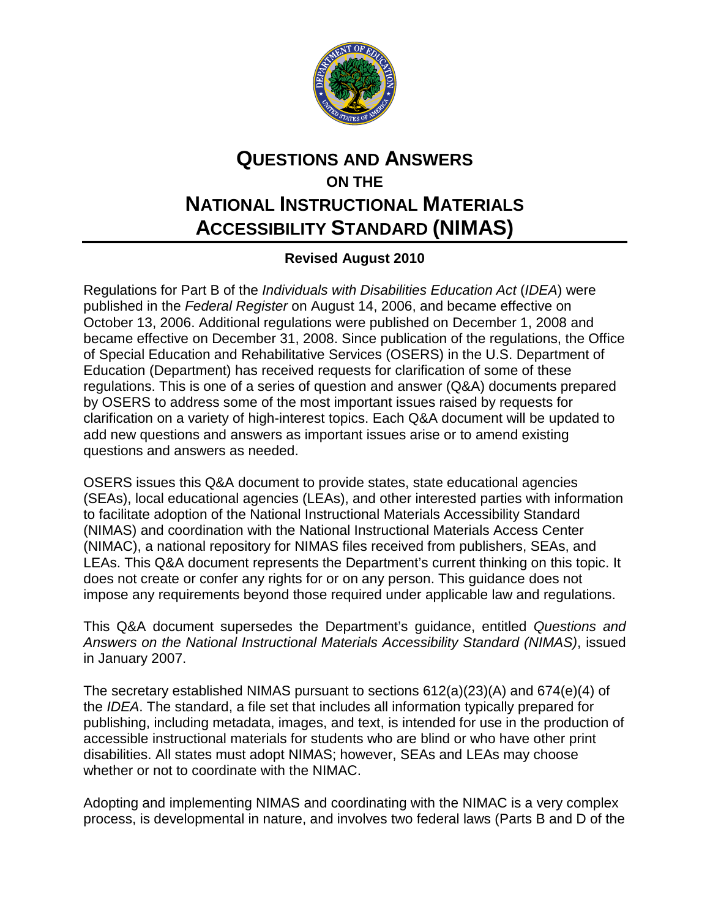# QUESTIONS AND ANSWERS ON THE NATIONAL INSTRUCTIONAL MATERIALS ACCESSIBILITY STANDARD (NIMAS)

**Revised August 2010**

Regulations for Part B of the *Individuals with Disabilities Education Act* (*IDEA*) were published in the *Federal Register* on August 14, 2006, and became effective on October 13, 2006. Additional regulations were published on December 1, 2008 and became effective on December 31, 2008. Since publication of the regulations, the Office of Special Education and Rehabilitative Services (OSERS) in the U.S. Department of Education (Department) has received requests for clarification of some of these regulations. This is one of a series of question and answer (Q&A) documents prepared by OSERS to address some of the most important issues raised by requests for clarification on a variety of high-interest topics. Each Q&A document will be updated to add new questions and answers as important issues arise or to amend existing questions and answers as needed.

OSERS issues this Q&A document to provide states, state educational agencies (SEAs), local educational agencies (LEAs), and other interested parties with information to facilitate adoption of the National Instructional Materials Accessibility Standard (NIMAS) and coordination with the National Instructional Materials Access Center (NIMAC), a national repository for NIMAS files received from publishers, SEAs, and LEAs. This Q&A document represents the Department's current thinking on this topic. It does not create or confer any rights for or on any person. This guidance does not impose any requirements beyond those required under applicable law and regulations.

This Q&A document supersedes the Department's guidance, entitled *Questions and Answers on the National Instructional Materials Accessibility Standard (NIMAS)*, issued in January 2007.

The secretary established NIMAS pursuant to sections 612(a)(23)(A) and 674(e)(4) of the *IDEA*. The standard, a file set that includes all information typically prepared for publishing, including metadata, images, and text, is intended for use in the production of accessible instructional materials for students who are blind or who have other print disabilities. All states must adopt NIMAS; however, SEAs and LEAs may choose whether or not to coordinate with the NIMAC.

Adopting and implementing NIMAS and coordinating with the NIMAC is a very complex process, is developmental in nature, and involves two federal laws (Parts B and D of the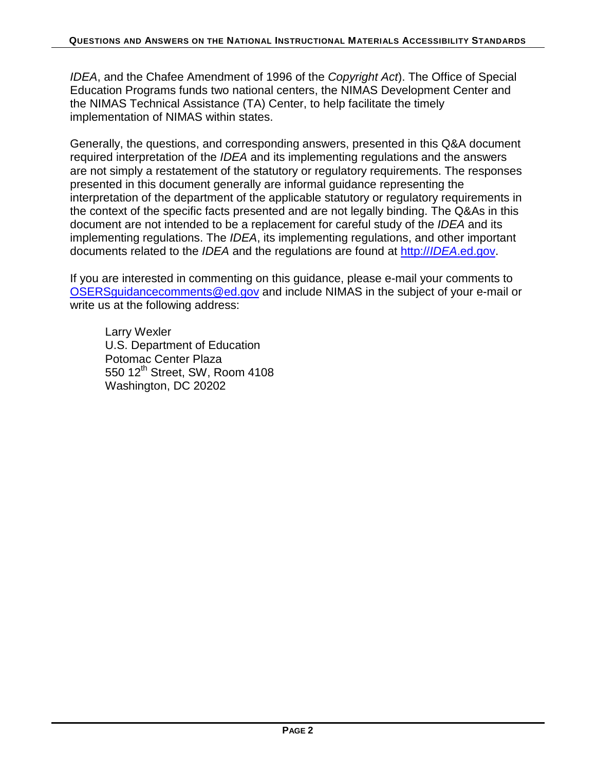*IDEA*, and the Chafee Amendment of 1996 of the *Copyright Act*). The Office of Special Education Programs funds two national centers, the NIMAS Development Center and the NIMAS Technical Assistance (TA) Center, to help facilitate the timely implementation of NIMAS within states.

Generally, the questions, and corresponding answers, presented in this Q&A document required interpretation of the *IDEA* and its implementing regulations and the answers are not simply a restatement of the statutory or regulatory requirements. The responses presented in this document generally are informal guidance representing the interpretation of the department of the applicable statutory or regulatory requirements in the context of the specific facts presented and are not legally binding. The Q&As in this document are not intended to be a replacement for careful study of the *IDEA* and its implementing regulations. The *IDEA*, its implementing regulations, and other important documents related to the *IDEA* and the regulations are found at [http://*IDEA*.ed.gov](http://IDEA.ed.gov).

If you are interested in commenting on this guidance, please e-mail your comments to [OSERSguidancecomments@ed.gov](mailto:OSERSguidancecomments@ed.gov) and include NIMAS in the subject of your e-mail or write us at the following address:

Larry Wexler
U.S. Department of Education
Potomac Center Plaza
550 12th Street, SW, Room 4108
Washington, DC 20202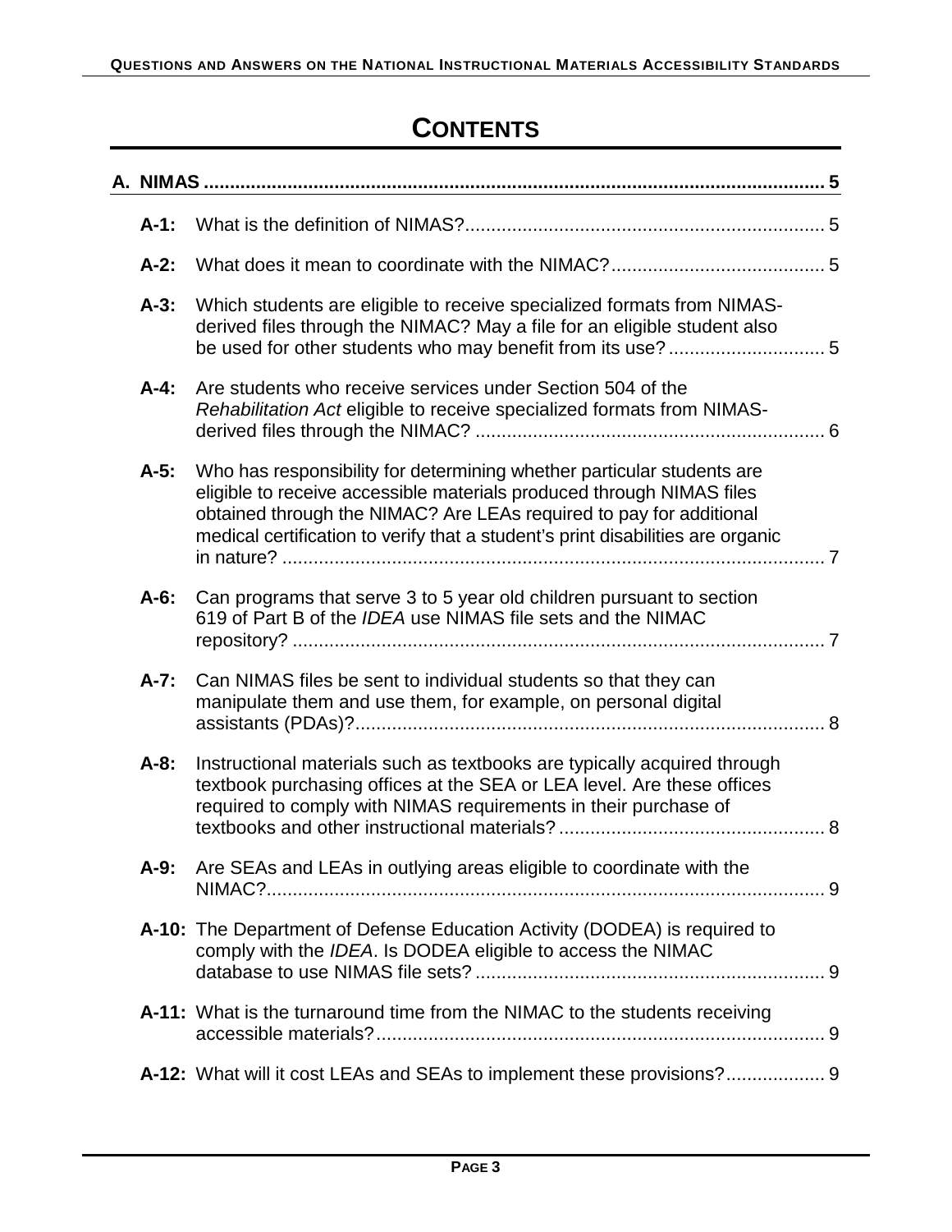# CONTENTS

**A. NIMAS ........................................................................................................ 5**

**A-1:** What is the definition of NIMAS?..................................................................... 5

**A-2:** What does it mean to coordinate with the NIMAC?......................................... 5

**A-3:** Which students are eligible to receive specialized formats from NIMAS-derived files through the NIMAC? May a file for an eligible student also be used for other students who may benefit from its use?.............................. 5

**A-4:** Are students who receive services under Section 504 of the *Rehabilitation Act* eligible to receive specialized formats from NIMAS-derived files through the NIMAC? ................................................................... 6

**A-5:** Who has responsibility for determining whether particular students are eligible to receive accessible materials produced through NIMAS files obtained through the NIMAC? Are LEAs required to pay for additional medical certification to verify that a student's print disabilities are organic in nature? ........................................................................................................ 7

**A-6:** Can programs that serve 3 to 5 year old children pursuant to section 619 of Part B of the *IDEA* use NIMAS file sets and the NIMAC repository? ...................................................................................................... 7

**A-7:** Can NIMAS files be sent to individual students so that they can manipulate them and use them, for example, on personal digital assistants (PDAs)?.......................................................................................... 8

**A-8:** Instructional materials such as textbooks are typically acquired through textbook purchasing offices at the SEA or LEA level. Are these offices required to comply with NIMAS requirements in their purchase of textbooks and other instructional materials?................................................... 8

**A-9:** Are SEAs and LEAs in outlying areas eligible to coordinate with the NIMAC?........................................................................................................... 9

**A-10:** The Department of Defense Education Activity (DODEA) is required to comply with the *IDEA*. Is DODEA eligible to access the NIMAC database to use NIMAS file sets?................................................................... 9

**A-11:** What is the turnaround time from the NIMAC to the students receiving accessible materials?...................................................................................... 9

**A-12:** What will it cost LEAs and SEAs to implement these provisions?.................. 9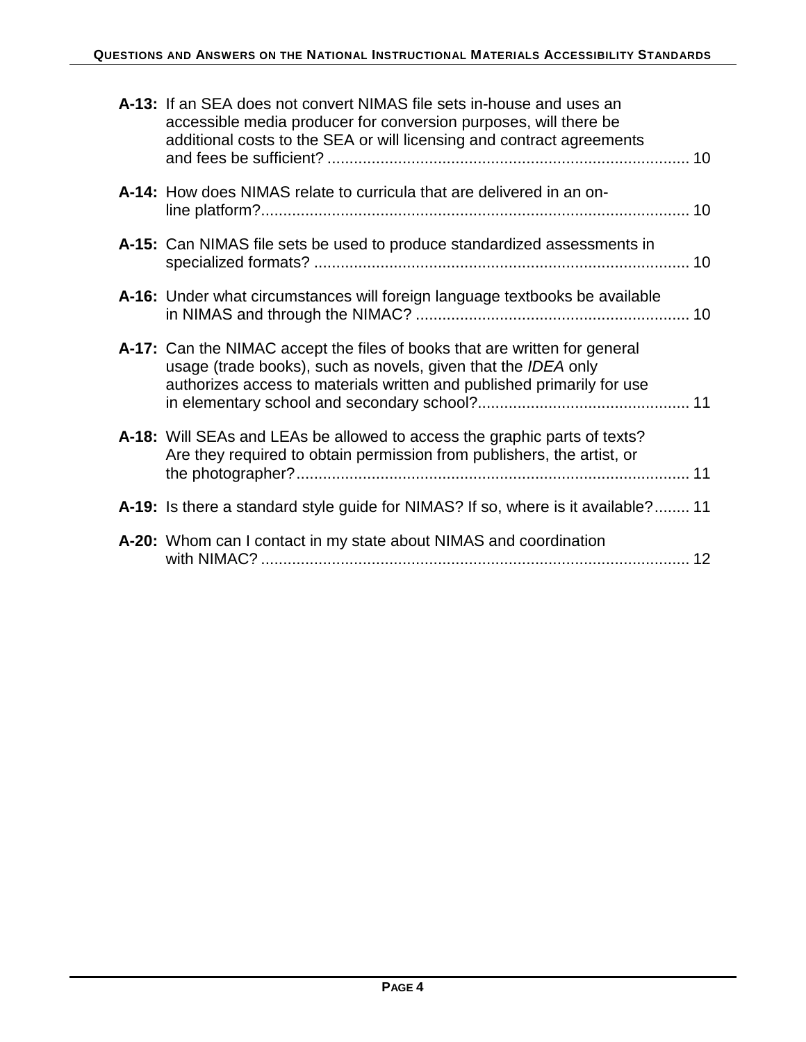**A-13:** If an SEA does not convert NIMAS file sets in-house and uses an accessible media producer for conversion purposes, will there be additional costs to the SEA or will licensing and contract agreements and fees be sufficient? ........................................................................ 10

**A-14:** How does NIMAS relate to curricula that are delivered in an on-line platform?........................................................................................ 10

**A-15:** Can NIMAS file sets be used to produce standardized assessments in specialized formats? ........................................................................ 10

**A-16:** Under what circumstances will foreign language textbooks be available in NIMAS and through the NIMAC? ............................................................. 10

**A-17:** Can the NIMAC accept the files of books that are written for general usage (trade books), such as novels, given that the *IDEA* only authorizes access to materials written and published primarily for use in elementary school and secondary school?................................................ 11

**A-18:** Will SEAs and LEAs be allowed to access the graphic parts of texts? Are they required to obtain permission from publishers, the artist, or the photographer?........................................................................................ 11

**A-19:** Is there a standard style guide for NIMAS? If so, where is it available?........ 11

**A-20:** Whom can I contact in my state about NIMAS and coordination with NIMAC? ........................................................................................ 12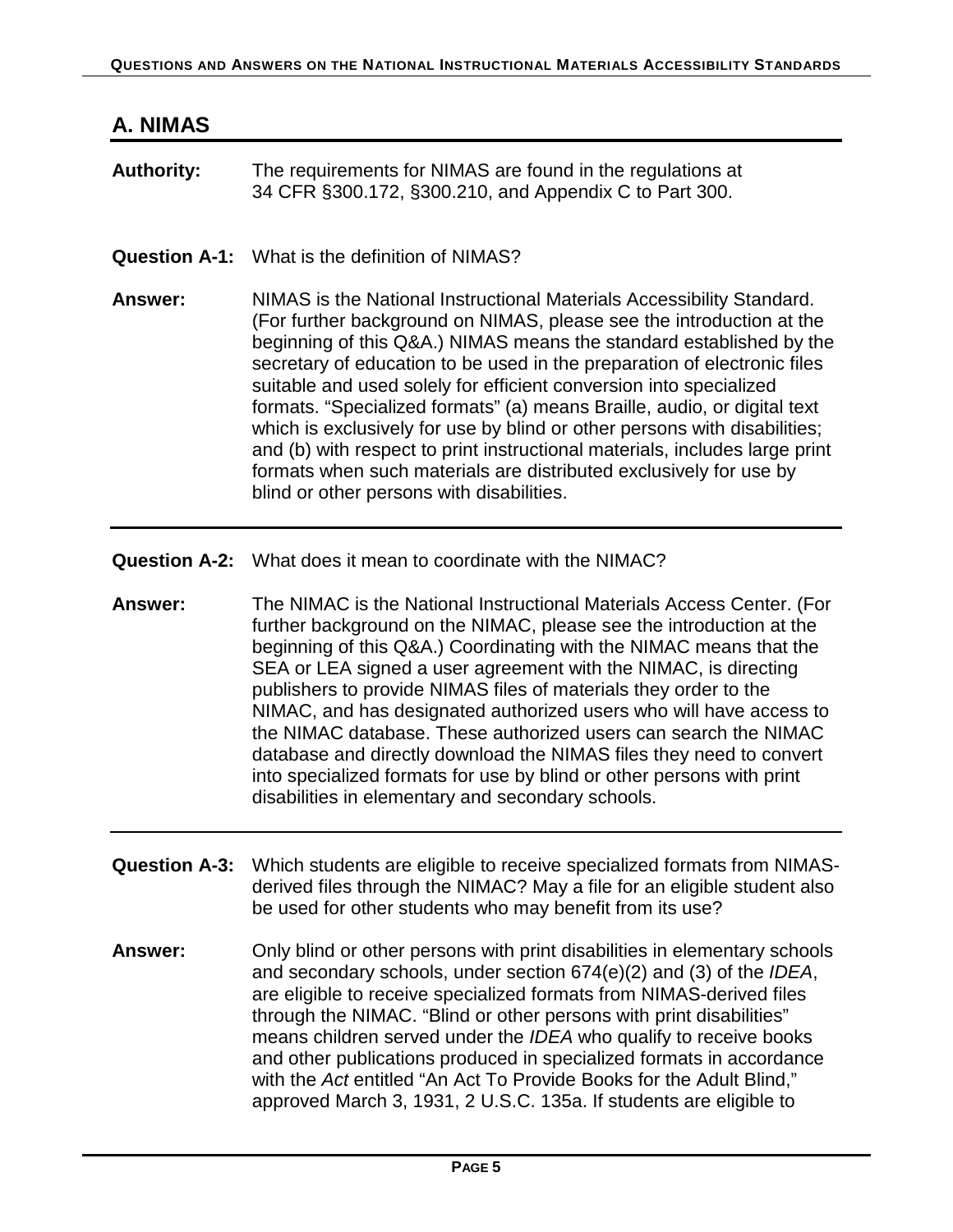## A. NIMAS

**Authority:** The requirements for NIMAS are found in the regulations at 34 CFR §300.172, §300.210, and Appendix C to Part 300.

**Question A-1:** What is the definition of NIMAS?

**Answer:** NIMAS is the National Instructional Materials Accessibility Standard. (For further background on NIMAS, please see the introduction at the beginning of this Q&A.) NIMAS means the standard established by the secretary of education to be used in the preparation of electronic files suitable and used solely for efficient conversion into specialized formats. "Specialized formats" (a) means Braille, audio, or digital text which is exclusively for use by blind or other persons with disabilities; and (b) with respect to print instructional materials, includes large print formats when such materials are distributed exclusively for use by blind or other persons with disabilities.

---

**Question A-2:** What does it mean to coordinate with the NIMAC?

**Answer:** The NIMAC is the National Instructional Materials Access Center. (For further background on the NIMAC, please see the introduction at the beginning of this Q&A.) Coordinating with the NIMAC means that the SEA or LEA signed a user agreement with the NIMAC, is directing publishers to provide NIMAS files of materials they order to the NIMAC, and has designated authorized users who will have access to the NIMAC database. These authorized users can search the NIMAC database and directly download the NIMAS files they need to convert into specialized formats for use by blind or other persons with print disabilities in elementary and secondary schools.

---

**Question A-3:** Which students are eligible to receive specialized formats from NIMAS-derived files through the NIMAC? May a file for an eligible student also be used for other students who may benefit from its use?

**Answer:** Only blind or other persons with print disabilities in elementary schools and secondary schools, under section 674(e)(2) and (3) of the *IDEA*, are eligible to receive specialized formats from NIMAS-derived files through the NIMAC. "Blind or other persons with print disabilities" means children served under the *IDEA* who qualify to receive books and other publications produced in specialized formats in accordance with the *Act* entitled "An Act To Provide Books for the Adult Blind," approved March 3, 1931, 2 U.S.C. 135a. If students are eligible to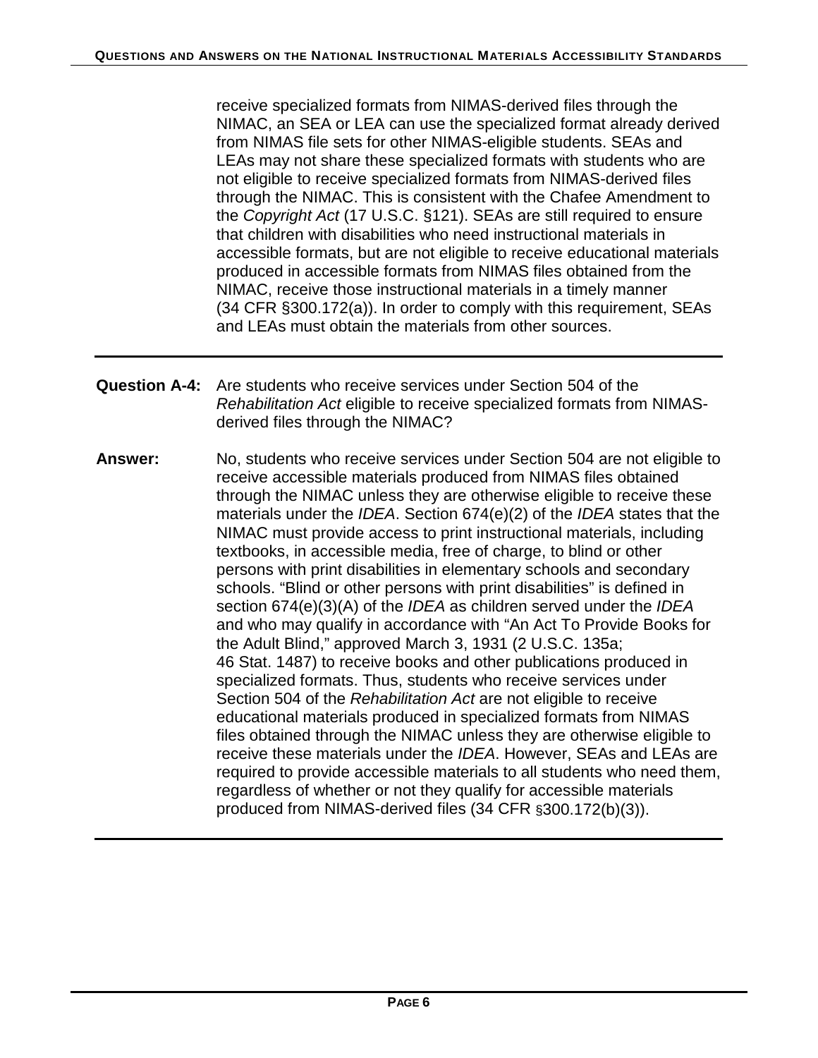receive specialized formats from NIMAS-derived files through the NIMAC, an SEA or LEA can use the specialized format already derived from NIMAS file sets for other NIMAS-eligible students. SEAs and LEAs may not share these specialized formats with students who are not eligible to receive specialized formats from NIMAS-derived files through the NIMAC. This is consistent with the Chafee Amendment to the *Copyright Act* (17 U.S.C. §121). SEAs are still required to ensure that children with disabilities who need instructional materials in accessible formats, but are not eligible to receive educational materials produced in accessible formats from NIMAS files obtained from the NIMAC, receive those instructional materials in a timely manner (34 CFR §300.172(a)). In order to comply with this requirement, SEAs and LEAs must obtain the materials from other sources.

---

**Question A-4:** Are students who receive services under Section 504 of the *Rehabilitation Act* eligible to receive specialized formats from NIMAS-derived files through the NIMAC?

**Answer:** No, students who receive services under Section 504 are not eligible to receive accessible materials produced from NIMAS files obtained through the NIMAC unless they are otherwise eligible to receive these materials under the *IDEA*. Section 674(e)(2) of the *IDEA* states that the NIMAC must provide access to print instructional materials, including textbooks, in accessible media, free of charge, to blind or other persons with print disabilities in elementary schools and secondary schools. "Blind or other persons with print disabilities" is defined in section 674(e)(3)(A) of the *IDEA* as children served under the *IDEA* and who may qualify in accordance with "An Act To Provide Books for the Adult Blind," approved March 3, 1931 (2 U.S.C. 135a; 46 Stat. 1487) to receive books and other publications produced in specialized formats. Thus, students who receive services under Section 504 of the *Rehabilitation Act* are not eligible to receive educational materials produced in specialized formats from NIMAS files obtained through the NIMAC unless they are otherwise eligible to receive these materials under the *IDEA*. However, SEAs and LEAs are required to provide accessible materials to all students who need them, regardless of whether or not they qualify for accessible materials produced from NIMAS-derived files (34 CFR §300.172(b)(3)).

---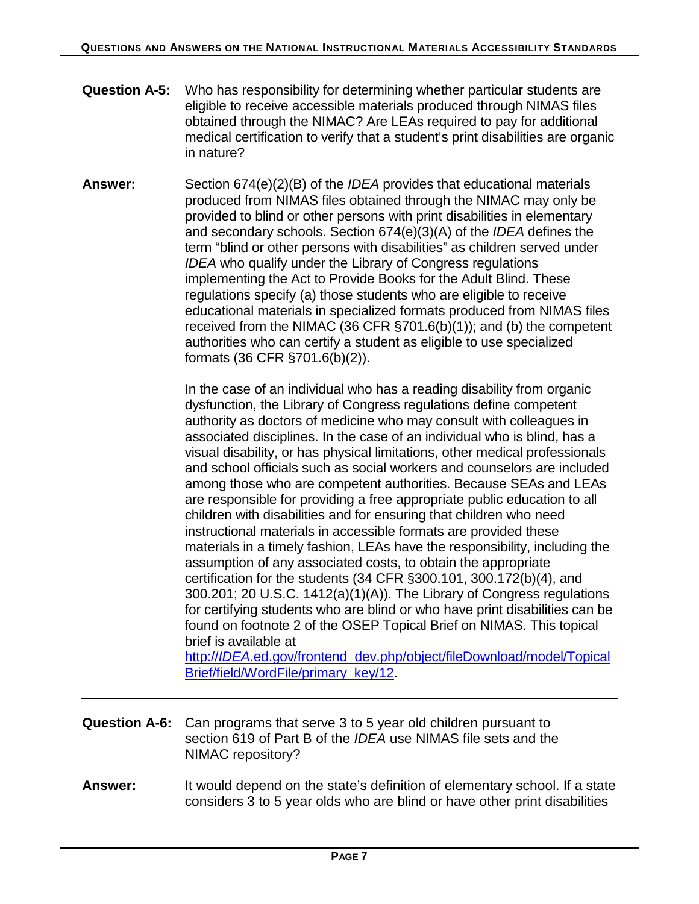**Question A-5:** Who has responsibility for determining whether particular students are eligible to receive accessible materials produced through NIMAS files obtained through the NIMAC? Are LEAs required to pay for additional medical certification to verify that a student's print disabilities are organic in nature?

**Answer:** Section 674(e)(2)(B) of the *IDEA* provides that educational materials produced from NIMAS files obtained through the NIMAC may only be provided to blind or other persons with print disabilities in elementary and secondary schools. Section 674(e)(3)(A) of the *IDEA* defines the term "blind or other persons with disabilities" as children served under *IDEA* who qualify under the Library of Congress regulations implementing the Act to Provide Books for the Adult Blind. These regulations specify (a) those students who are eligible to receive educational materials in specialized formats produced from NIMAS files received from the NIMAC (36 CFR §701.6(b)(1)); and (b) the competent authorities who can certify a student as eligible to use specialized formats (36 CFR §701.6(b)(2)).

In the case of an individual who has a reading disability from organic dysfunction, the Library of Congress regulations define competent authority as doctors of medicine who may consult with colleagues in associated disciplines. In the case of an individual who is blind, has a visual disability, or has physical limitations, other medical professionals and school officials such as social workers and counselors are included among those who are competent authorities. Because SEAs and LEAs are responsible for providing a free appropriate public education to all children with disabilities and for ensuring that children who need instructional materials in accessible formats are provided these materials in a timely fashion, LEAs have the responsibility, including the assumption of any associated costs, to obtain the appropriate certification for the students (34 CFR §300.101, 300.172(b)(4), and 300.201; 20 U.S.C. 1412(a)(1)(A)). The Library of Congress regulations for certifying students who are blind or who have print disabilities can be found on footnote 2 of the OSEP Topical Brief on NIMAS. This topical brief is available at [http://*IDEA*.ed.gov/frontend_dev.php/object/fileDownload/model/TopicalBrief/field/WordFile/primary_key/12](http://IDEA.ed.gov/frontend_dev.php/object/fileDownload/model/TopicalBrief/field/WordFile/primary_key/12).

---

**Question A-6:** Can programs that serve 3 to 5 year old children pursuant to section 619 of Part B of the *IDEA* use NIMAS file sets and the NIMAC repository?

**Answer:** It would depend on the state's definition of elementary school. If a state considers 3 to 5 year olds who are blind or have other print disabilities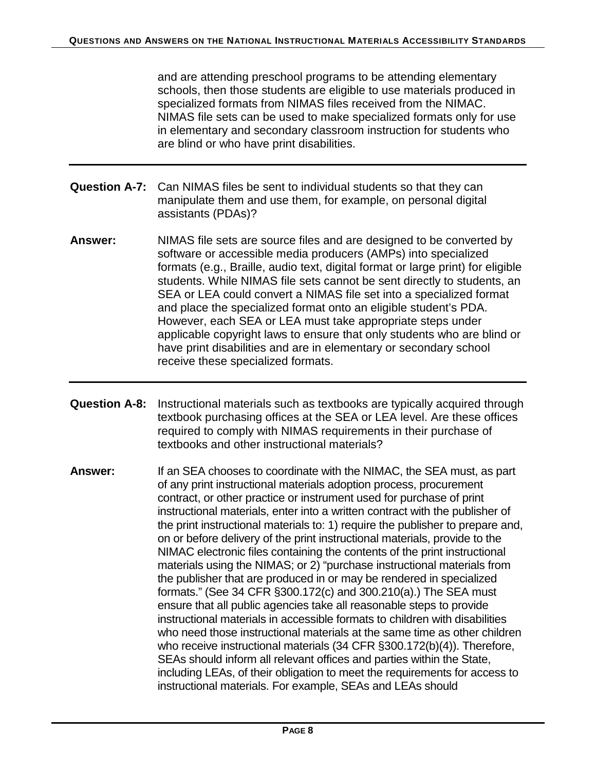and are attending preschool programs to be attending elementary schools, then those students are eligible to use materials produced in specialized formats from NIMAS files received from the NIMAC. NIMAS file sets can be used to make specialized formats only for use in elementary and secondary classroom instruction for students who are blind or who have print disabilities.

---

**Question A-7:** Can NIMAS files be sent to individual students so that they can manipulate them and use them, for example, on personal digital assistants (PDAs)?

**Answer:** NIMAS file sets are source files and are designed to be converted by software or accessible media producers (AMPs) into specialized formats (e.g., Braille, audio text, digital format or large print) for eligible students. While NIMAS file sets cannot be sent directly to students, an SEA or LEA could convert a NIMAS file set into a specialized format and place the specialized format onto an eligible student's PDA. However, each SEA or LEA must take appropriate steps under applicable copyright laws to ensure that only students who are blind or have print disabilities and are in elementary or secondary school receive these specialized formats.

---

**Question A-8:** Instructional materials such as textbooks are typically acquired through textbook purchasing offices at the SEA or LEA level. Are these offices required to comply with NIMAS requirements in their purchase of textbooks and other instructional materials?

**Answer:** If an SEA chooses to coordinate with the NIMAC, the SEA must, as part of any print instructional materials adoption process, procurement contract, or other practice or instrument used for purchase of print instructional materials, enter into a written contract with the publisher of the print instructional materials to: 1) require the publisher to prepare and, on or before delivery of the print instructional materials, provide to the NIMAC electronic files containing the contents of the print instructional materials using the NIMAS; or 2) "purchase instructional materials from the publisher that are produced in or may be rendered in specialized formats." (See 34 CFR §300.172(c) and 300.210(a).) The SEA must ensure that all public agencies take all reasonable steps to provide instructional materials in accessible formats to children with disabilities who need those instructional materials at the same time as other children who receive instructional materials (34 CFR §300.172(b)(4)). Therefore, SEAs should inform all relevant offices and parties within the State, including LEAs, of their obligation to meet the requirements for access to instructional materials. For example, SEAs and LEAs should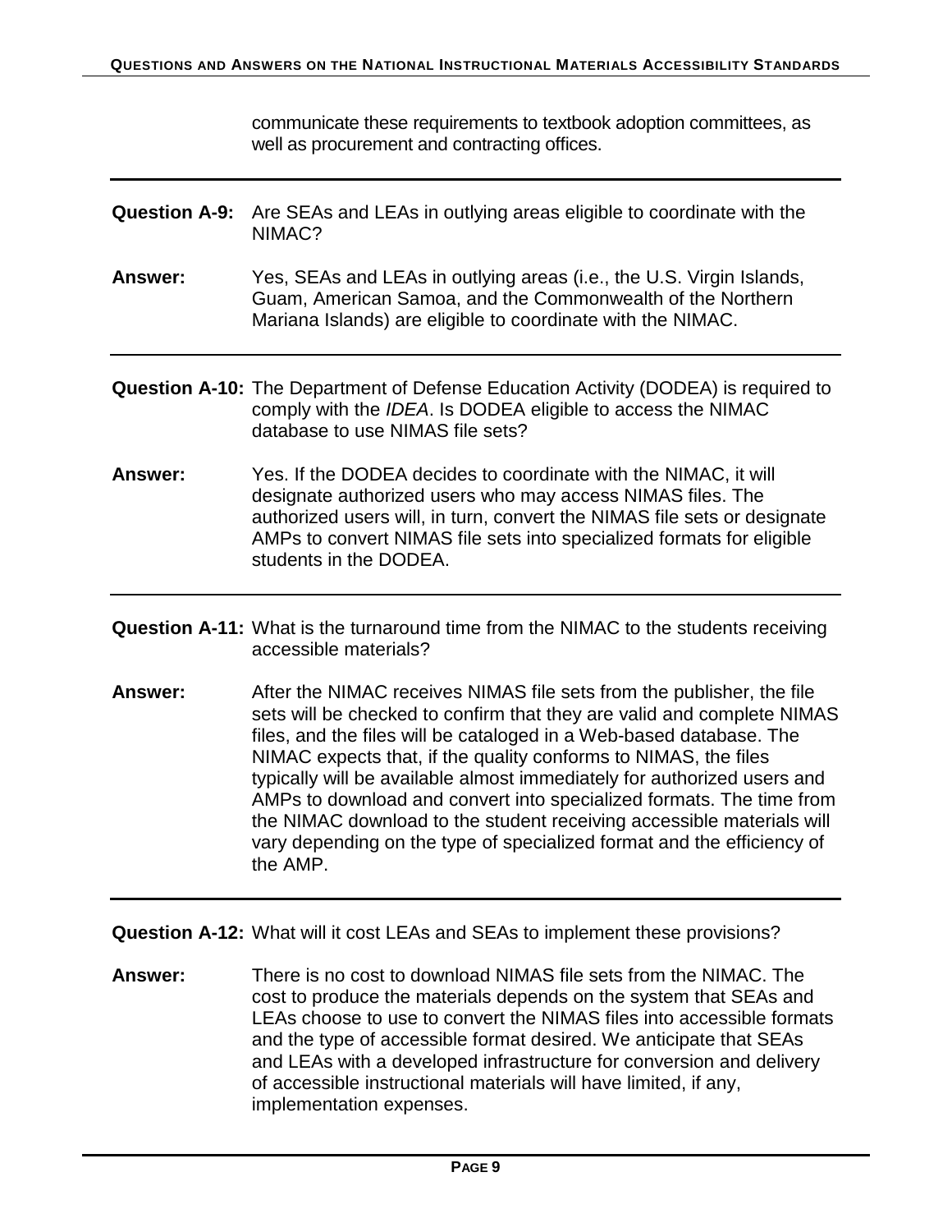communicate these requirements to textbook adoption committees, as well as procurement and contracting offices.

---

**Question A-9:** Are SEAs and LEAs in outlying areas eligible to coordinate with the NIMAC?

**Answer:** Yes, SEAs and LEAs in outlying areas (i.e., the U.S. Virgin Islands, Guam, American Samoa, and the Commonwealth of the Northern Mariana Islands) are eligible to coordinate with the NIMAC.

---

**Question A-10:** The Department of Defense Education Activity (DODEA) is required to comply with the *IDEA*. Is DODEA eligible to access the NIMAC database to use NIMAS file sets?

**Answer:** Yes. If the DODEA decides to coordinate with the NIMAC, it will designate authorized users who may access NIMAS files. The authorized users will, in turn, convert the NIMAS file sets or designate AMPs to convert NIMAS file sets into specialized formats for eligible students in the DODEA.

---

**Question A-11:** What is the turnaround time from the NIMAC to the students receiving accessible materials?

**Answer:** After the NIMAC receives NIMAS file sets from the publisher, the file sets will be checked to confirm that they are valid and complete NIMAS files, and the files will be cataloged in a Web-based database. The NIMAC expects that, if the quality conforms to NIMAS, the files typically will be available almost immediately for authorized users and AMPs to download and convert into specialized formats. The time from the NIMAC download to the student receiving accessible materials will vary depending on the type of specialized format and the efficiency of the AMP.

---

**Question A-12:** What will it cost LEAs and SEAs to implement these provisions?

**Answer:** There is no cost to download NIMAS file sets from the NIMAC. The cost to produce the materials depends on the system that SEAs and LEAs choose to use to convert the NIMAS files into accessible formats and the type of accessible format desired. We anticipate that SEAs and LEAs with a developed infrastructure for conversion and delivery of accessible instructional materials will have limited, if any, implementation expenses.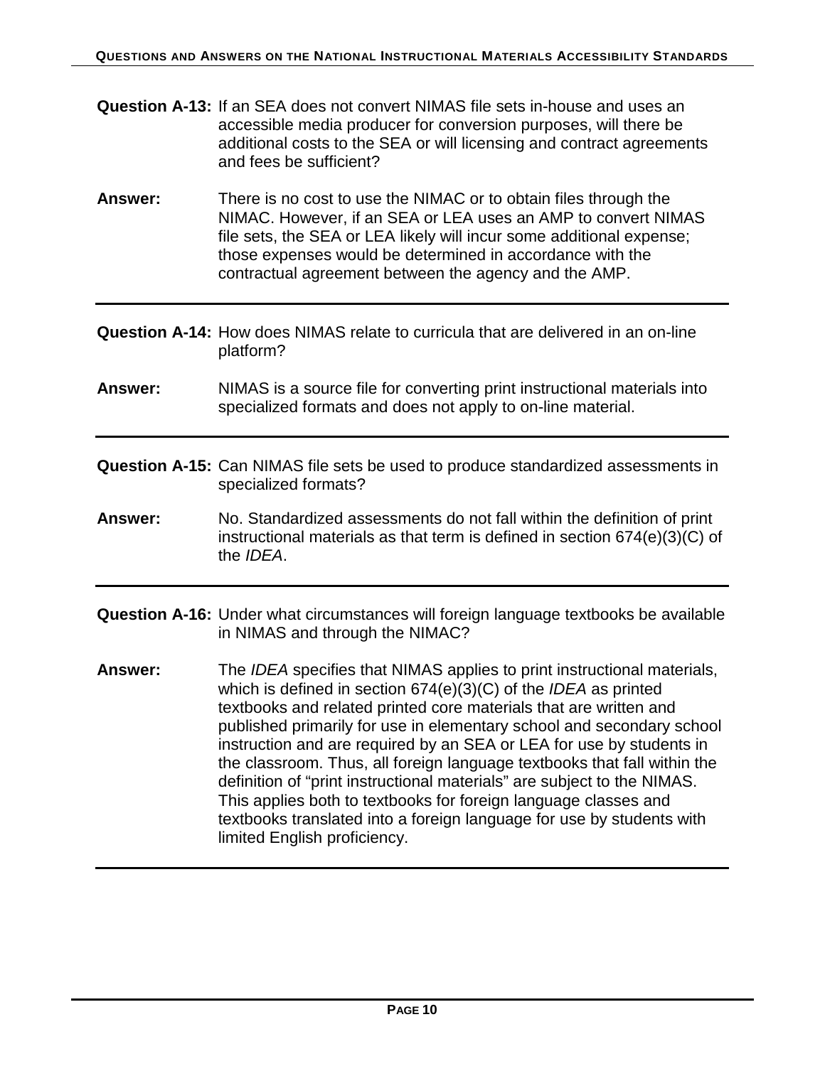**Question A-13:** If an SEA does not convert NIMAS file sets in-house and uses an accessible media producer for conversion purposes, will there be additional costs to the SEA or will licensing and contract agreements and fees be sufficient?

**Answer:** There is no cost to use the NIMAC or to obtain files through the NIMAC. However, if an SEA or LEA uses an AMP to convert NIMAS file sets, the SEA or LEA likely will incur some additional expense; those expenses would be determined in accordance with the contractual agreement between the agency and the AMP.

---

**Question A-14:** How does NIMAS relate to curricula that are delivered in an on-line platform?

**Answer:** NIMAS is a source file for converting print instructional materials into specialized formats and does not apply to on-line material.

---

**Question A-15:** Can NIMAS file sets be used to produce standardized assessments in specialized formats?

**Answer:** No. Standardized assessments do not fall within the definition of print instructional materials as that term is defined in section 674(e)(3)(C) of the *IDEA*.

---

**Question A-16:** Under what circumstances will foreign language textbooks be available in NIMAS and through the NIMAC?

**Answer:** The *IDEA* specifies that NIMAS applies to print instructional materials, which is defined in section 674(e)(3)(C) of the *IDEA* as printed textbooks and related printed core materials that are written and published primarily for use in elementary school and secondary school instruction and are required by an SEA or LEA for use by students in the classroom. Thus, all foreign language textbooks that fall within the definition of "print instructional materials" are subject to the NIMAS. This applies both to textbooks for foreign language classes and textbooks translated into a foreign language for use by students with limited English proficiency.

---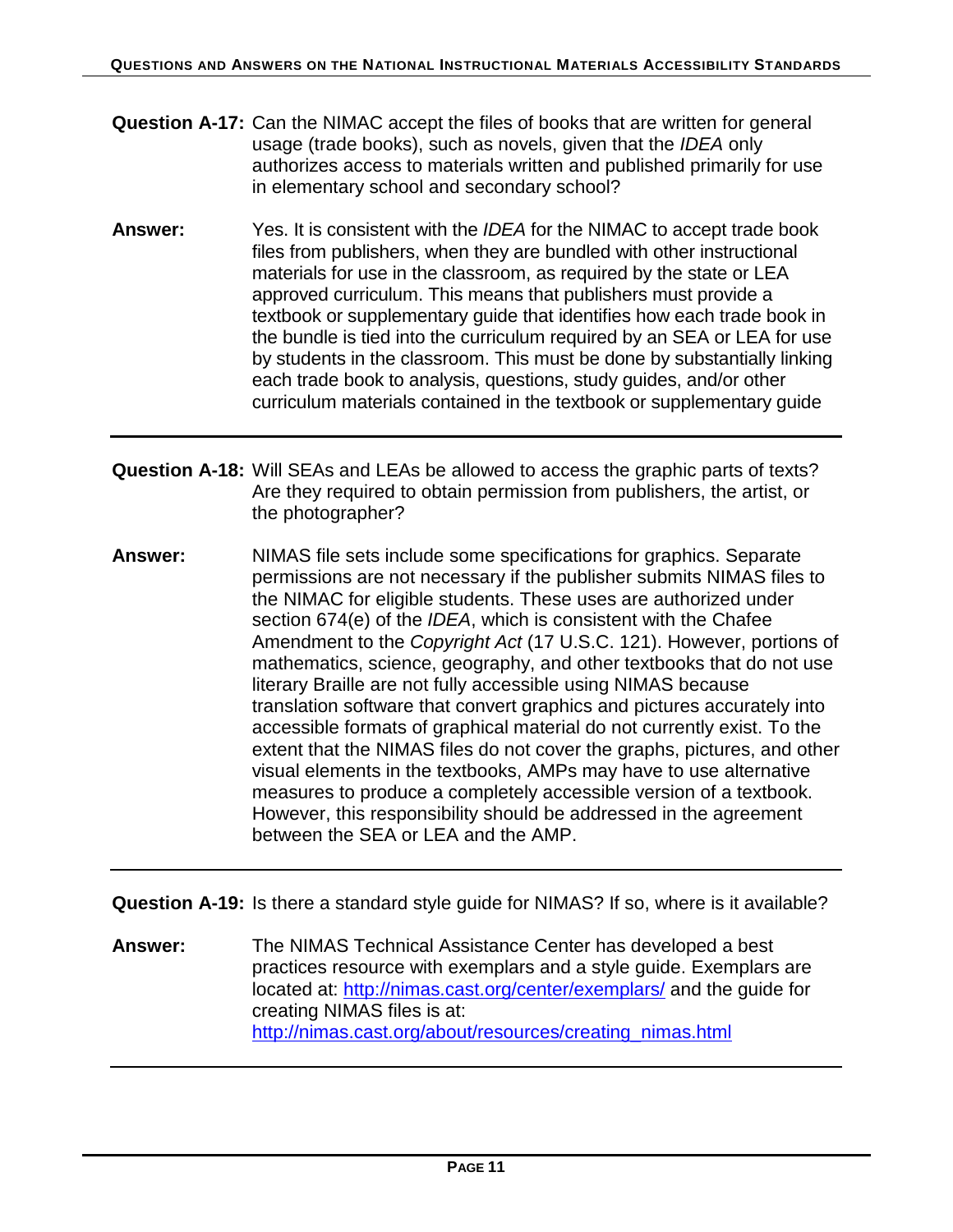**Question A-17:** Can the NIMAC accept the files of books that are written for general usage (trade books), such as novels, given that the *IDEA* only authorizes access to materials written and published primarily for use in elementary school and secondary school?

**Answer:** Yes. It is consistent with the *IDEA* for the NIMAC to accept trade book files from publishers, when they are bundled with other instructional materials for use in the classroom, as required by the state or LEA approved curriculum. This means that publishers must provide a textbook or supplementary guide that identifies how each trade book in the bundle is tied into the curriculum required by an SEA or LEA for use by students in the classroom. This must be done by substantially linking each trade book to analysis, questions, study guides, and/or other curriculum materials contained in the textbook or supplementary guide

---

**Question A-18:** Will SEAs and LEAs be allowed to access the graphic parts of texts? Are they required to obtain permission from publishers, the artist, or the photographer?

**Answer:** NIMAS file sets include some specifications for graphics. Separate permissions are not necessary if the publisher submits NIMAS files to the NIMAC for eligible students. These uses are authorized under section 674(e) of the *IDEA*, which is consistent with the Chafee Amendment to the *Copyright Act* (17 U.S.C. 121). However, portions of mathematics, science, geography, and other textbooks that do not use literary Braille are not fully accessible using NIMAS because translation software that convert graphics and pictures accurately into accessible formats of graphical material do not currently exist. To the extent that the NIMAS files do not cover the graphs, pictures, and other visual elements in the textbooks, AMPs may have to use alternative measures to produce a completely accessible version of a textbook. However, this responsibility should be addressed in the agreement between the SEA or LEA and the AMP.

---

**Question A-19:** Is there a standard style guide for NIMAS? If so, where is it available?

**Answer:** The NIMAS Technical Assistance Center has developed a best practices resource with exemplars and a style guide. Exemplars are located at: [http://nimas.cast.org/center/exemplars/](http://nimas.cast.org/center/exemplars/) and the guide for creating NIMAS files is at: [http://nimas.cast.org/about/resources/creating_nimas.html](http://nimas.cast.org/about/resources/creating_nimas.html)

---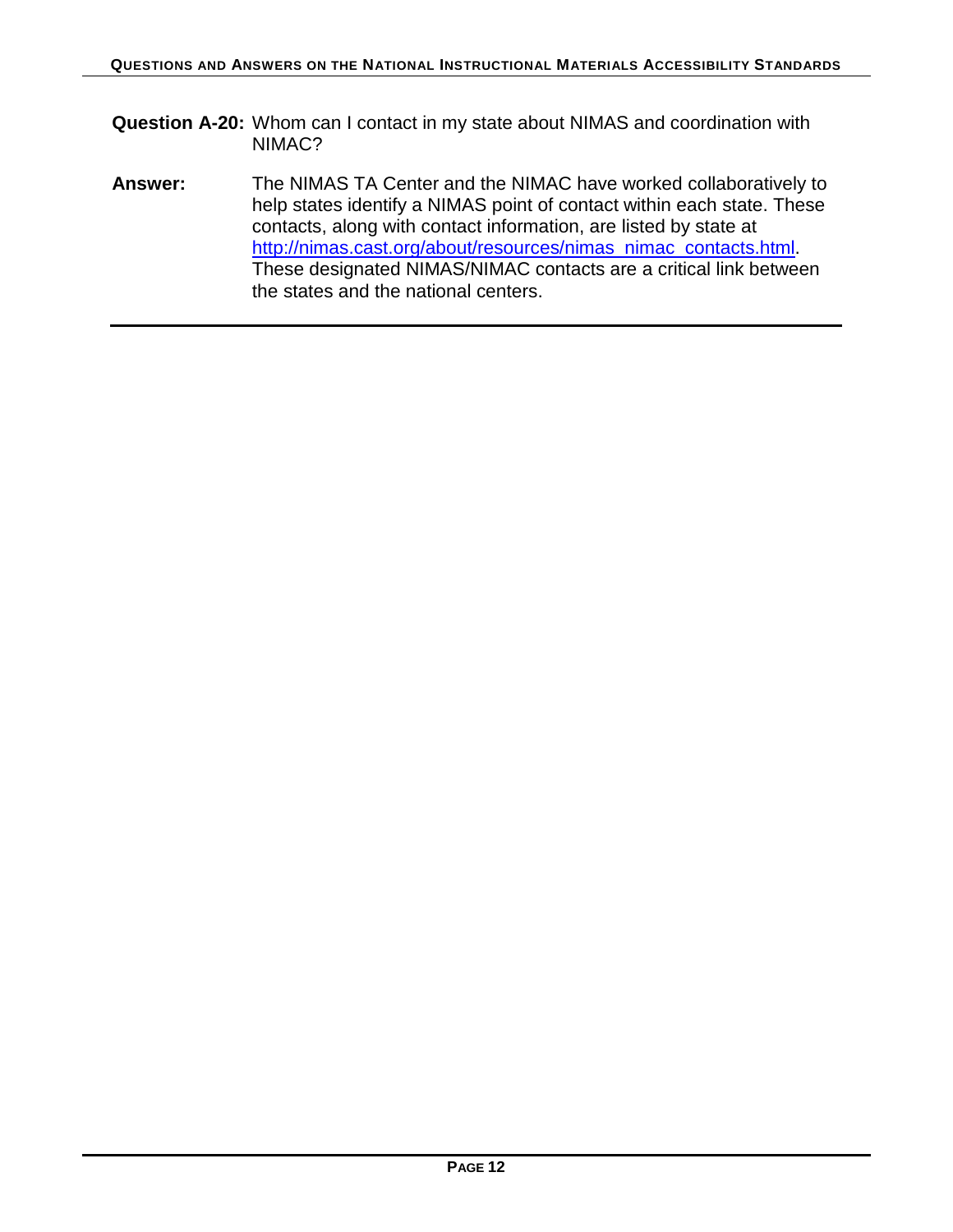**Question A-20:** Whom can I contact in my state about NIMAS and coordination with NIMAC?

**Answer:** The NIMAS TA Center and the NIMAC have worked collaboratively to help states identify a NIMAS point of contact within each state. These contacts, along with contact information, are listed by state at http://nimas.cast.org/about/resources/nimas_nimac_contacts.html. These designated NIMAS/NIMAC contacts are a critical link between the states and the national centers.